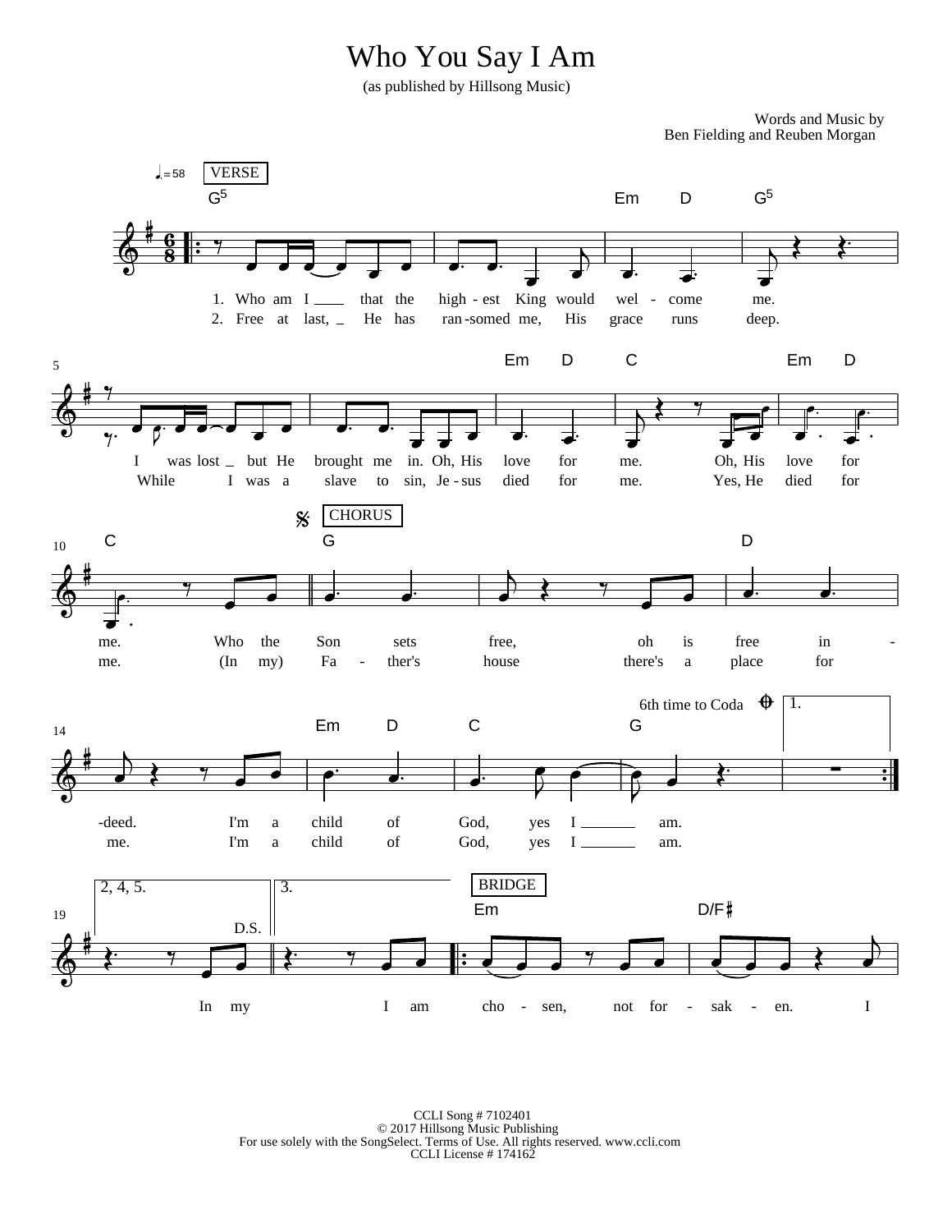# Who You Say I Am

(as published by Hillsong Music)

Words and Music by
Ben Fielding and Reuben Morgan

♩. = 58

VERSE

G5 | Em D G5

1. Who am I that the high - est King would wel - come me.
2. Free at last, He has ran - somed me, His grace runs deep.

Em D C Em D

I was lost but He brought me in. Oh, His love for me. Oh, His love for
While I was a slave to sin, Je - sus died for me. Yes, He died for

C

me. Who the
me. (In my)

CHORUS

G D

Son sets free, oh is free in - deed.
Fa - ther's house there's a place for me.

Em D C G

I'm a child of God, yes I am.
I'm a child of God, yes I am.

6th time to Coda

1.

2, 4, 5. D.S.

In my

3.

I am

BRIDGE

Em D/F♯

cho - sen, not for - sak - en. I

CCLI Song # 7102401
© 2017 Hillsong Music Publishing
For use solely with the SongSelect. Terms of Use. All rights reserved. www.ccli.com
CCLI License # 174162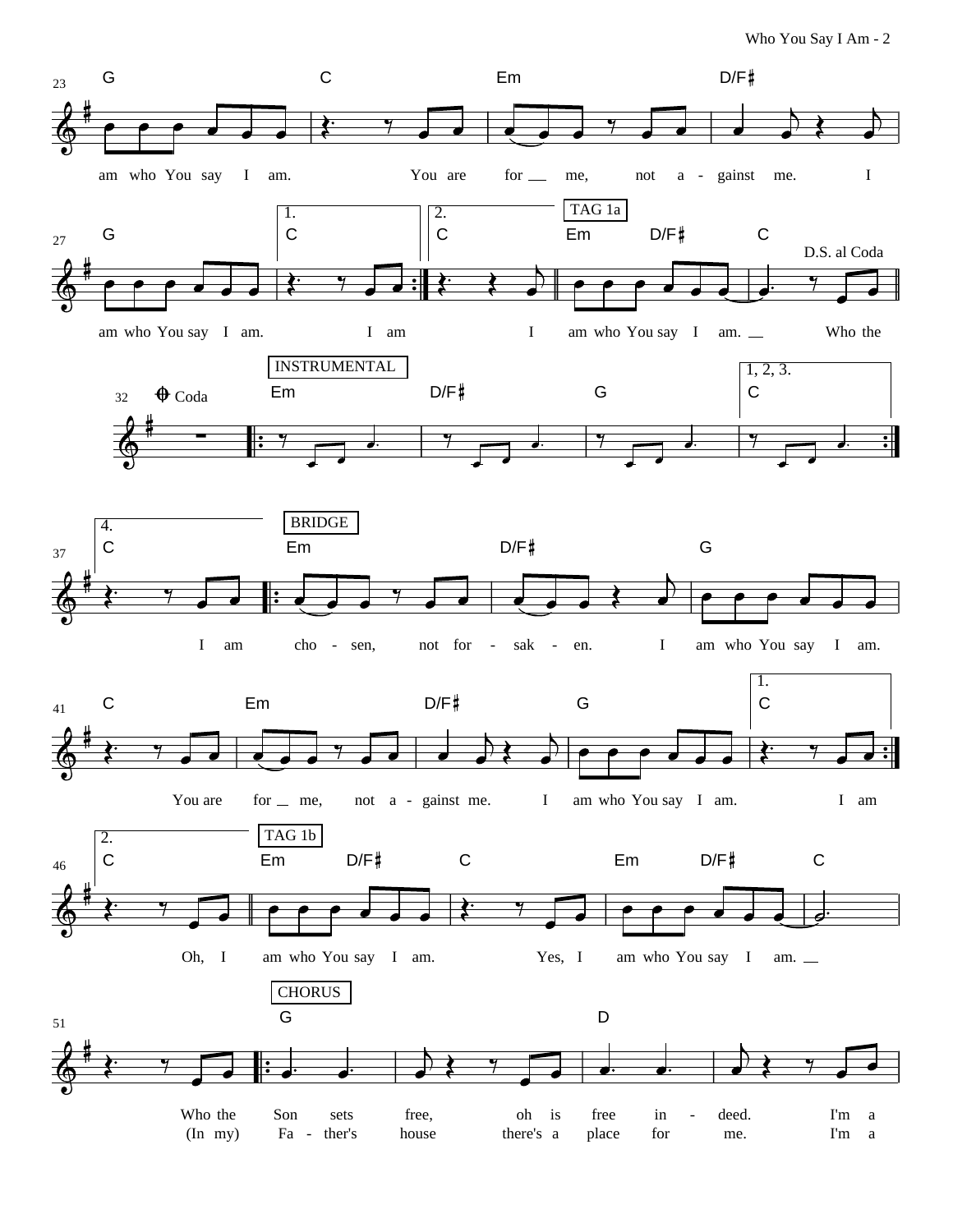23 G C Em D/F♯

am who You say I am. You are for __ me, not a - gainst me. I

27 G [1.] C [2.] C TAG 1a Em D/F♯ C D.S. al Coda

am who You say I am. I am I am who You say I am. __ Who the

32 𝄌 Coda INSTRUMENTAL Em D/F♯ G [1, 2, 3.] C

[4.] BRIDGE
37 C Em D/F♯ G

I am cho - sen, not for - sak - en. I am who You say I am.

41 C Em D/F♯ G [1.] C

You are for __ me, not a - gainst me. I am who You say I am. I am

[2.] TAG 1b
46 C Em D/F♯ C Em D/F♯ C

Oh, I am who You say I am. Yes, I am who You say I am. __

CHORUS
51 G D

Who the Son sets free, oh is free in - deed. I'm a
(In my) Fa - ther's house there's a place for me. I'm a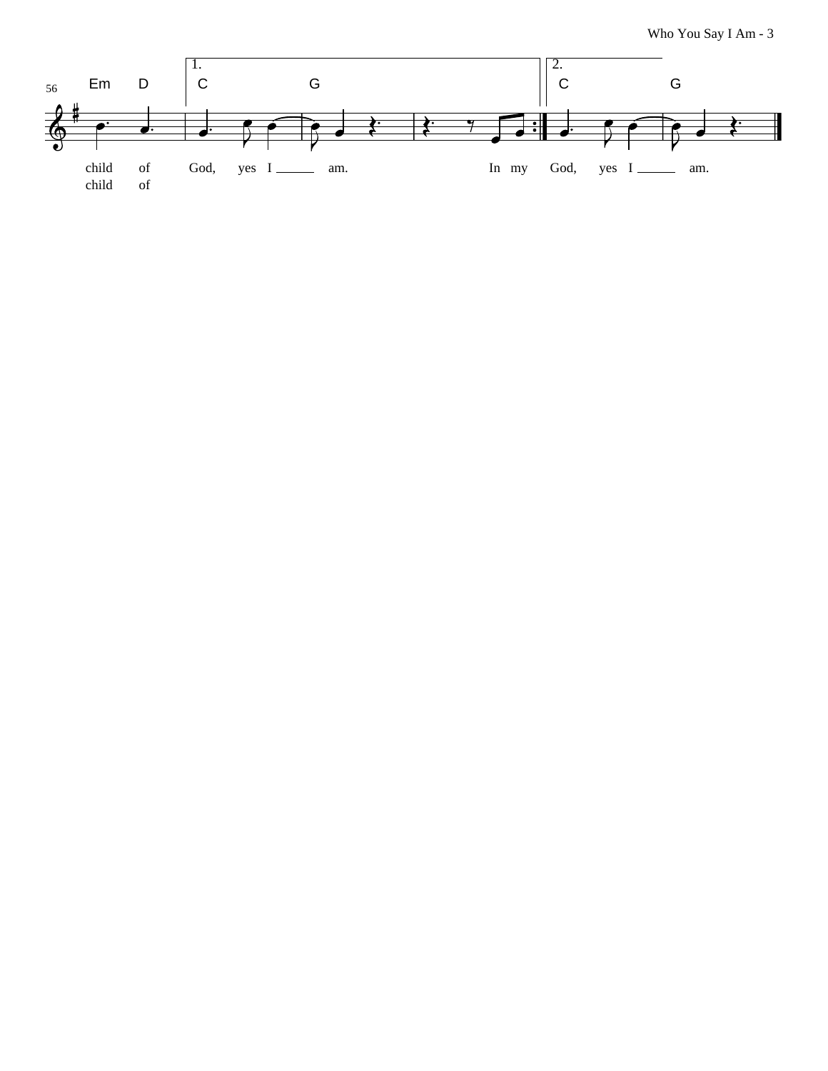56

Em D | 1. C G | | 2. C G

child of God, yes I ___ am. In my God, yes I ___ am.
child of